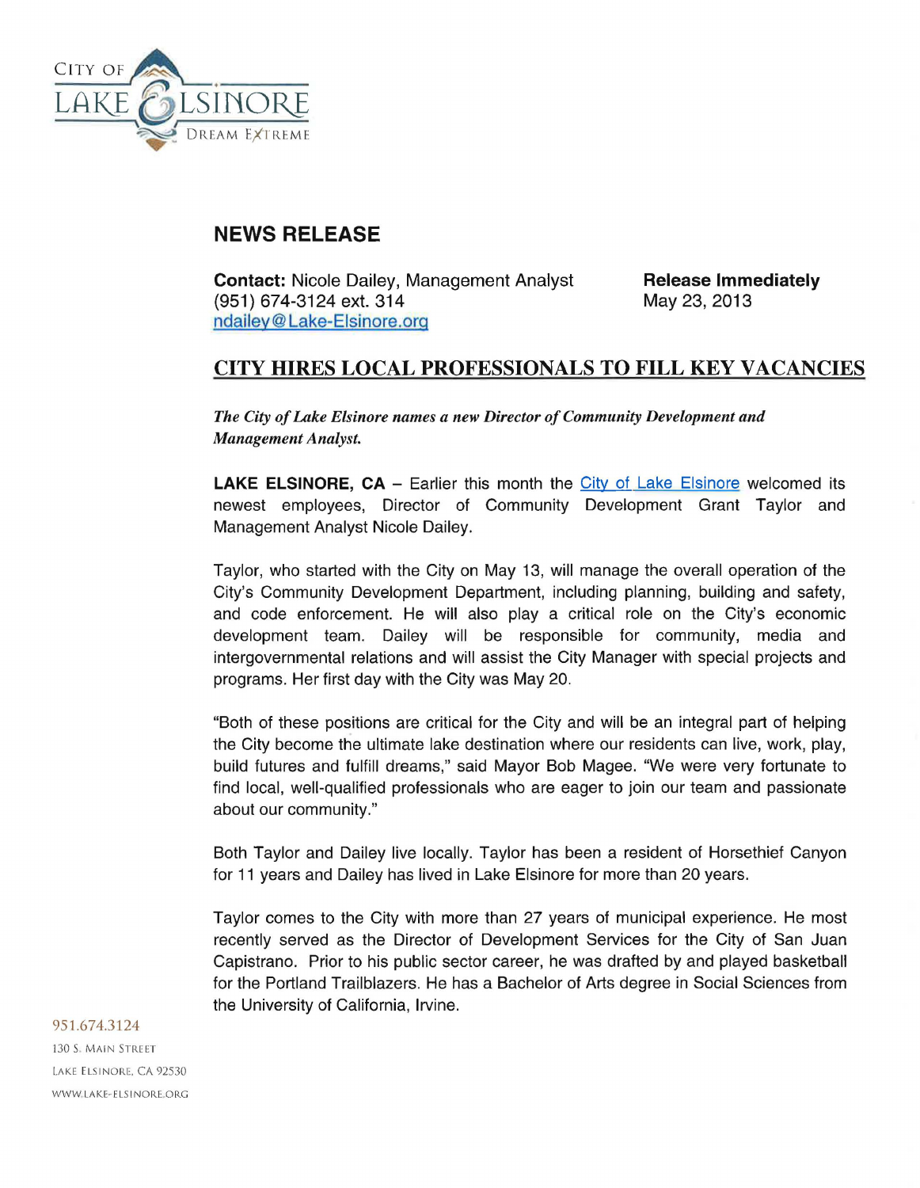CITY OF LAKE ELSINORE
DREAM EXTREME

## NEWS RELEASE

**Contact:** Nicole Dailey, Management Analyst
(951) 674-3124 ext. 314
ndailey@Lake-Elsinore.org

**Release Immediately**
May 23, 2013

## CITY HIRES LOCAL PROFESSIONALS TO FILL KEY VACANCIES

***The City of Lake Elsinore names a new Director of Community Development and Management Analyst.***

**LAKE ELSINORE, CA** – Earlier this month the City of Lake Elsinore welcomed its newest employees, Director of Community Development Grant Taylor and Management Analyst Nicole Dailey.

Taylor, who started with the City on May 13, will manage the overall operation of the City's Community Development Department, including planning, building and safety, and code enforcement. He will also play a critical role on the City's economic development team. Dailey will be responsible for community, media and intergovernmental relations and will assist the City Manager with special projects and programs. Her first day with the City was May 20.

"Both of these positions are critical for the City and will be an integral part of helping the City become the ultimate lake destination where our residents can live, work, play, build futures and fulfill dreams," said Mayor Bob Magee. "We were very fortunate to find local, well-qualified professionals who are eager to join our team and passionate about our community."

Both Taylor and Dailey live locally. Taylor has been a resident of Horsethief Canyon for 11 years and Dailey has lived in Lake Elsinore for more than 20 years.

Taylor comes to the City with more than 27 years of municipal experience. He most recently served as the Director of Development Services for the City of San Juan Capistrano. Prior to his public sector career, he was drafted by and played basketball for the Portland Trailblazers. He has a Bachelor of Arts degree in Social Sciences from the University of California, Irvine.

951.674.3124
130 S. Main Street
Lake Elsinore, CA 92530
www.lake-elsinore.org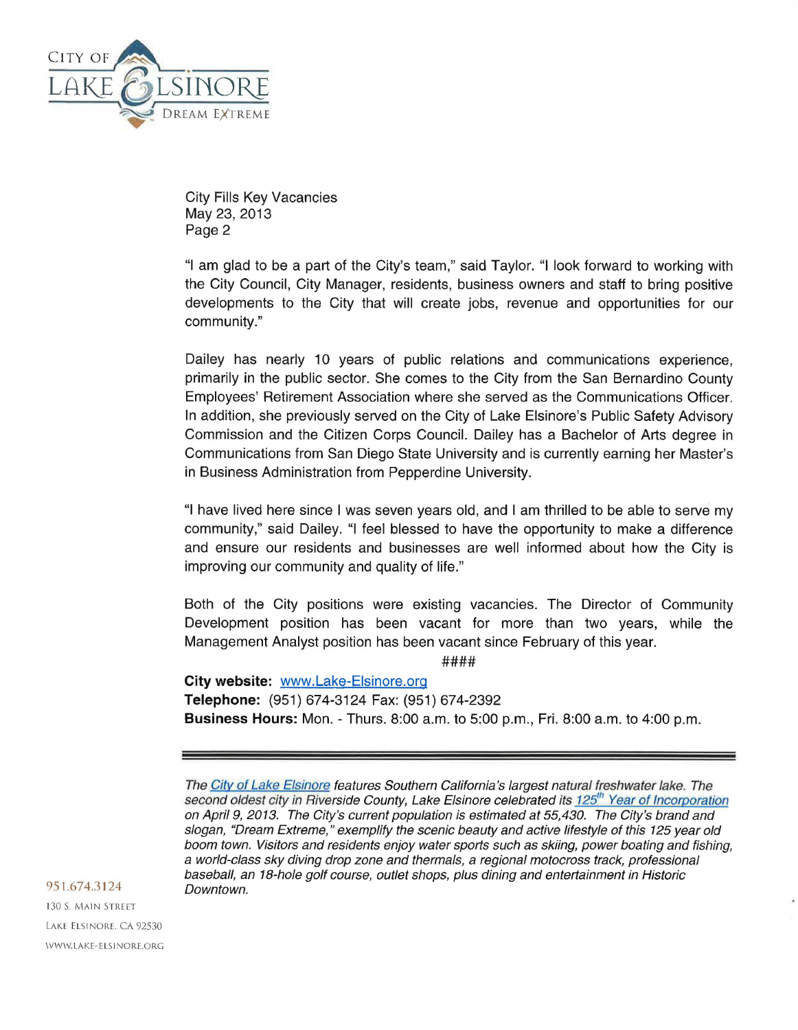City Fills Key Vacancies
May 23, 2013
Page 2

"I am glad to be a part of the City's team," said Taylor. "I look forward to working with the City Council, City Manager, residents, business owners and staff to bring positive developments to the City that will create jobs, revenue and opportunities for our community."

Dailey has nearly 10 years of public relations and communications experience, primarily in the public sector. She comes to the City from the San Bernardino County Employees' Retirement Association where she served as the Communications Officer. In addition, she previously served on the City of Lake Elsinore's Public Safety Advisory Commission and the Citizen Corps Council. Dailey has a Bachelor of Arts degree in Communications from San Diego State University and is currently earning her Master's in Business Administration from Pepperdine University.

"I have lived here since I was seven years old, and I am thrilled to be able to serve my community," said Dailey. "I feel blessed to have the opportunity to make a difference and ensure our residents and businesses are well informed about how the City is improving our community and quality of life."

Both of the City positions were existing vacancies. The Director of Community Development position has been vacant for more than two years, while the Management Analyst position has been vacant since February of this year.

####

**City website:** www.Lake-Elsinore.org
**Telephone:** (951) 674-3124 Fax: (951) 674-2392
**Business Hours:** Mon. - Thurs. 8:00 a.m. to 5:00 p.m., Fri. 8:00 a.m. to 4:00 p.m.

---

*The City of Lake Elsinore features Southern California's largest natural freshwater lake. The second oldest city in Riverside County, Lake Elsinore celebrated its 125th Year of Incorporation on April 9, 2013. The City's current population is estimated at 55,430. The City's brand and slogan, "Dream Extreme," exemplify the scenic beauty and active lifestyle of this 125 year old boom town. Visitors and residents enjoy water sports such as skiing, power boating and fishing, a world-class sky diving drop zone and thermals, a regional motocross track, professional baseball, an 18-hole golf course, outlet shops, plus dining and entertainment in Historic Downtown.*

951.674.3124
130 S. Main Street
Lake Elsinore, CA 92530
www.lake-elsinore.org